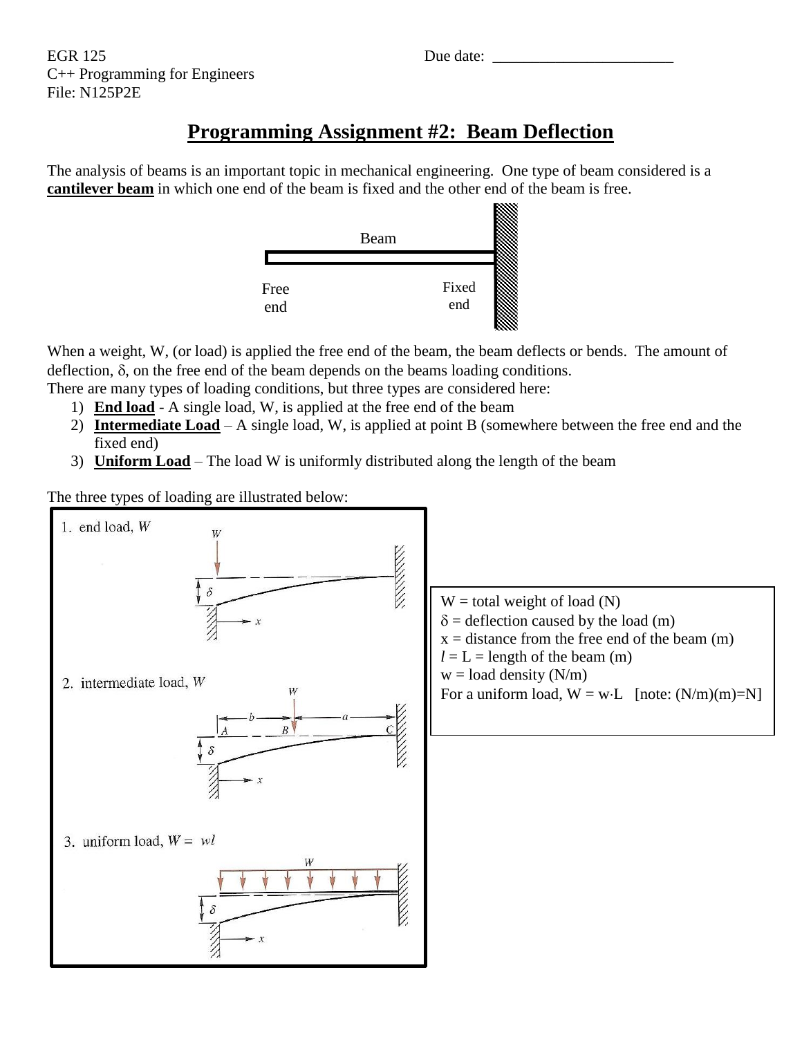EGR 125
C++ Programming for Engineers
File: N125P2E

Due date: _______________________

# Programming Assignment #2: Beam Deflection

The analysis of beams is an important topic in mechanical engineering. One type of beam considered is a **cantilever beam** in which one end of the beam is fixed and the other end of the beam is free.

Beam

Free end

Fixed end

When a weight, W, (or load) is applied the free end of the beam, the beam deflects or bends. The amount of deflection, $\delta$, on the free end of the beam depends on the beams loading conditions.
There are many types of loading conditions, but three types are considered here:

1) **End load** - A single load, W, is applied at the free end of the beam
2) **Intermediate Load** – A single load, W, is applied at point B (somewhere between the free end and the fixed end)
3) **Uniform Load** – The load W is uniformly distributed along the length of the beam

The three types of loading are illustrated below:

1. end load, $W$

2. intermediate load, $W$

3. uniform load, $W = wl$

W = total weight of load (N)
$\delta$ = deflection caused by the load (m)
x = distance from the free end of the beam (m)
$l$ = L = length of the beam (m)
w = load density (N/m)
For a uniform load, $W = w \cdot L$ [note: (N/m)(m)=N]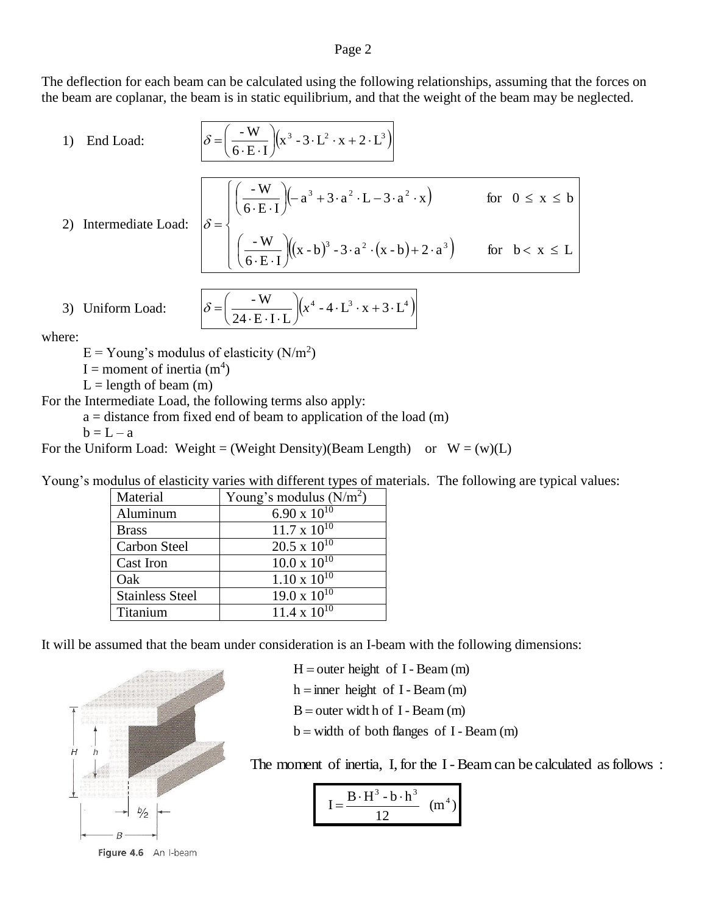The deflection for each beam can be calculated using the following relationships, assuming that the forces on the beam are coplanar, the beam is in static equilibrium, and that the weight of the beam may be neglected.

1) End Load:

$$\delta = \left(\frac{-W}{6 \cdot E \cdot I}\right)\left(x^3 - 3 \cdot L^2 \cdot x + 2 \cdot L^3\right)$$

2) Intermediate Load:

$$\delta = \begin{cases} \left(\dfrac{-W}{6 \cdot E \cdot I}\right)\left(-a^3 + 3 \cdot a^2 \cdot L - 3 \cdot a^2 \cdot x\right) & \text{for} \quad 0 \le x \le b \\ \left(\dfrac{-W}{6 \cdot E \cdot I}\right)\left((x - b)^3 - 3 \cdot a^2 \cdot (x - b) + 2 \cdot a^3\right) & \text{for} \quad b < x \le L \end{cases}$$

3) Uniform Load:

$$\delta = \left(\frac{-W}{24 \cdot E \cdot I \cdot L}\right)\left(x^4 - 4 \cdot L^3 \cdot x + 3 \cdot L^4\right)$$

where:

- E = Young's modulus of elasticity ($N/m^2$)
- I = moment of inertia ($m^4$)
- L = length of beam (m)

For the Intermediate Load, the following terms also apply:

- a = distance from fixed end of beam to application of the load (m)
- b = L – a

For the Uniform Load: Weight = (Weight Density)(Beam Length) or W = (w)(L)

Young's modulus of elasticity varies with different types of materials. The following are typical values:

| Material | Young's modulus ($N/m^2$) |
|---|---|
| Aluminum | $6.90 \times 10^{10}$ |
| Brass | $11.7 \times 10^{10}$ |
| Carbon Steel | $20.5 \times 10^{10}$ |
| Cast Iron | $10.0 \times 10^{10}$ |
| Oak | $1.10 \times 10^{10}$ |
| Stainless Steel | $19.0 \times 10^{10}$ |
| Titanium | $11.4 \times 10^{10}$ |

It will be assumed that the beam under consideration is an I-beam with the following dimensions:

- H = outer height of I-Beam (m)
- h = inner height of I-Beam (m)
- B = outer width of I-Beam (m)
- b = width of both flanges of I-Beam (m)

Figure 4.6 An I-beam

The moment of inertia, I, for the I-Beam can be calculated as follows:

$$I = \frac{B \cdot H^3 - b \cdot h^3}{12} \quad (m^4)$$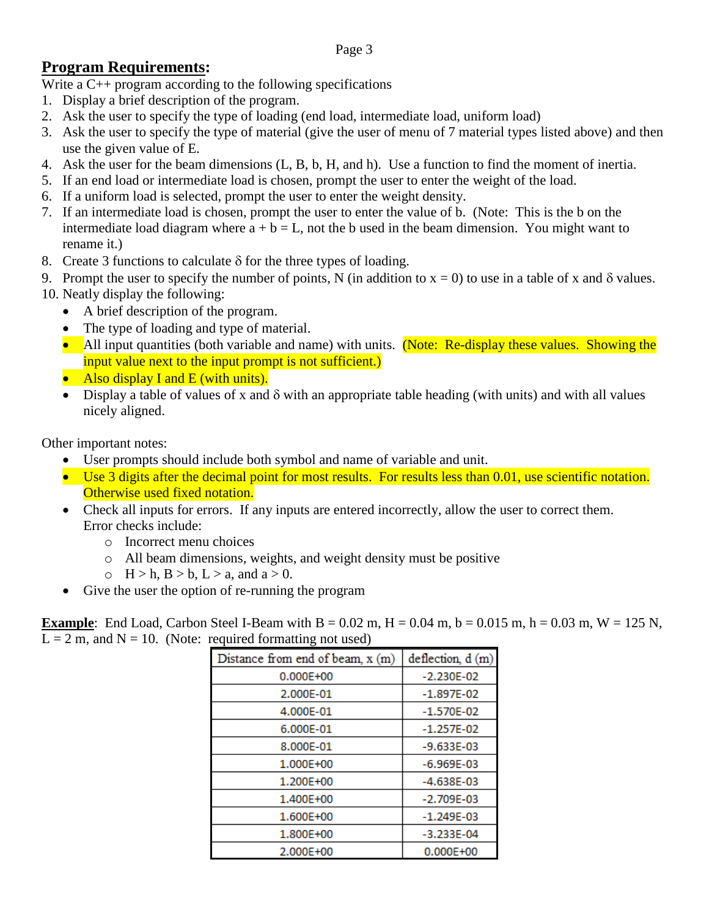## Program Requirements:

Write a C++ program according to the following specifications

1. Display a brief description of the program.
2. Ask the user to specify the type of loading (end load, intermediate load, uniform load)
3. Ask the user to specify the type of material (give the user of menu of 7 material types listed above) and then use the given value of E.
4. Ask the user for the beam dimensions (L, B, b, H, and h). Use a function to find the moment of inertia.
5. If an end load or intermediate load is chosen, prompt the user to enter the weight of the load.
6. If a uniform load is selected, prompt the user to enter the weight density.
7. If an intermediate load is chosen, prompt the user to enter the value of b. (Note: This is the b on the intermediate load diagram where a + b = L, not the b used in the beam dimension. You might want to rename it.)
8. Create 3 functions to calculate δ for the three types of loading.
9. Prompt the user to specify the number of points, N (in addition to x = 0) to use in a table of x and δ values.
10. Neatly display the following:
    - A brief description of the program.
    - The type of loading and type of material.
    - All input quantities (both variable and name) with units. (Note: Re-display these values. Showing the input value next to the input prompt is not sufficient.)
    - Also display I and E (with units).
    - Display a table of values of x and δ with an appropriate table heading (with units) and with all values nicely aligned.

Other important notes:

- User prompts should include both symbol and name of variable and unit.
- Use 3 digits after the decimal point for most results. For results less than 0.01, use scientific notation. Otherwise used fixed notation.
- Check all inputs for errors. If any inputs are entered incorrectly, allow the user to correct them. Error checks include:
  - Incorrect menu choices
  - All beam dimensions, weights, and weight density must be positive
  - H > h, B > b, L > a, and a > 0.
- Give the user the option of re-running the program

**Example**: End Load, Carbon Steel I-Beam with B = 0.02 m, H = 0.04 m, b = 0.015 m, h = 0.03 m, W = 125 N, L = 2 m, and N = 10. (Note: required formatting not used)

| Distance from end of beam, x (m) | deflection, d (m) |
|---|---|
| 0.000E+00 | -2.230E-02 |
| 2.000E-01 | -1.897E-02 |
| 4.000E-01 | -1.570E-02 |
| 6.000E-01 | -1.257E-02 |
| 8.000E-01 | -9.633E-03 |
| 1.000E+00 | -6.969E-03 |
| 1.200E+00 | -4.638E-03 |
| 1.400E+00 | -2.709E-03 |
| 1.600E+00 | -1.249E-03 |
| 1.800E+00 | -3.233E-04 |
| 2.000E+00 | 0.000E+00 |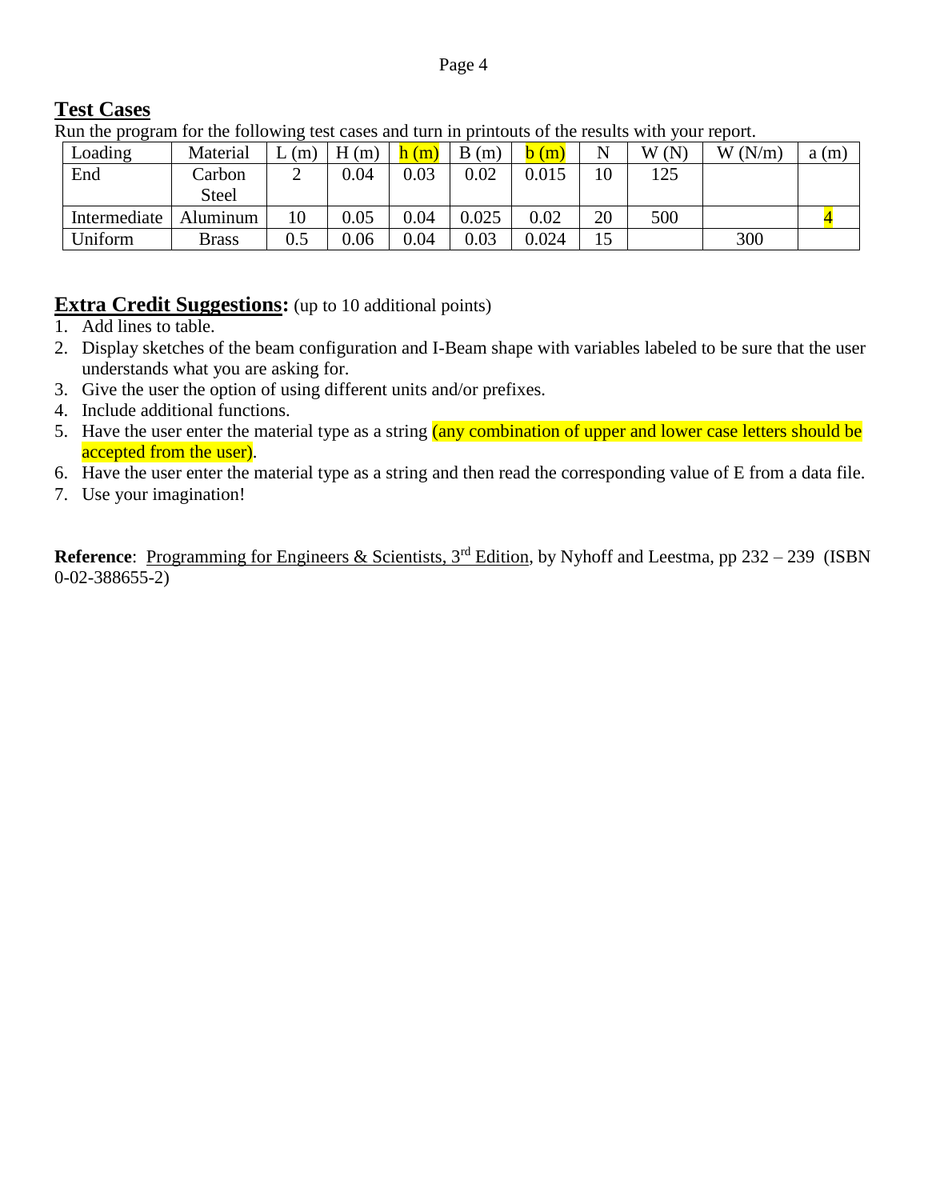## Test Cases

Run the program for the following test cases and turn in printouts of the results with your report.

| Loading | Material | L (m) | H (m) | h (m) | B (m) | b (m) | N | W (N) | W (N/m) | a (m) |
|---|---|---|---|---|---|---|---|---|---|---|
| End | Carbon Steel | 2 | 0.04 | 0.03 | 0.02 | 0.015 | 10 | 125 | | |
| Intermediate | Aluminum | 10 | 0.05 | 0.04 | 0.025 | 0.02 | 20 | 500 | | 4 |
| Uniform | Brass | 0.5 | 0.06 | 0.04 | 0.03 | 0.024 | 15 | | 300 | |

## Extra Credit Suggestions: (up to 10 additional points)

1. Add lines to table.
2. Display sketches of the beam configuration and I-Beam shape with variables labeled to be sure that the user understands what you are asking for.
3. Give the user the option of using different units and/or prefixes.
4. Include additional functions.
5. Have the user enter the material type as a string (any combination of upper and lower case letters should be accepted from the user).
6. Have the user enter the material type as a string and then read the corresponding value of E from a data file.
7. Use your imagination!

**Reference**: Programming for Engineers & Scientists, 3rd Edition, by Nyhoff and Leestma, pp 232 – 239 (ISBN 0-02-388655-2)